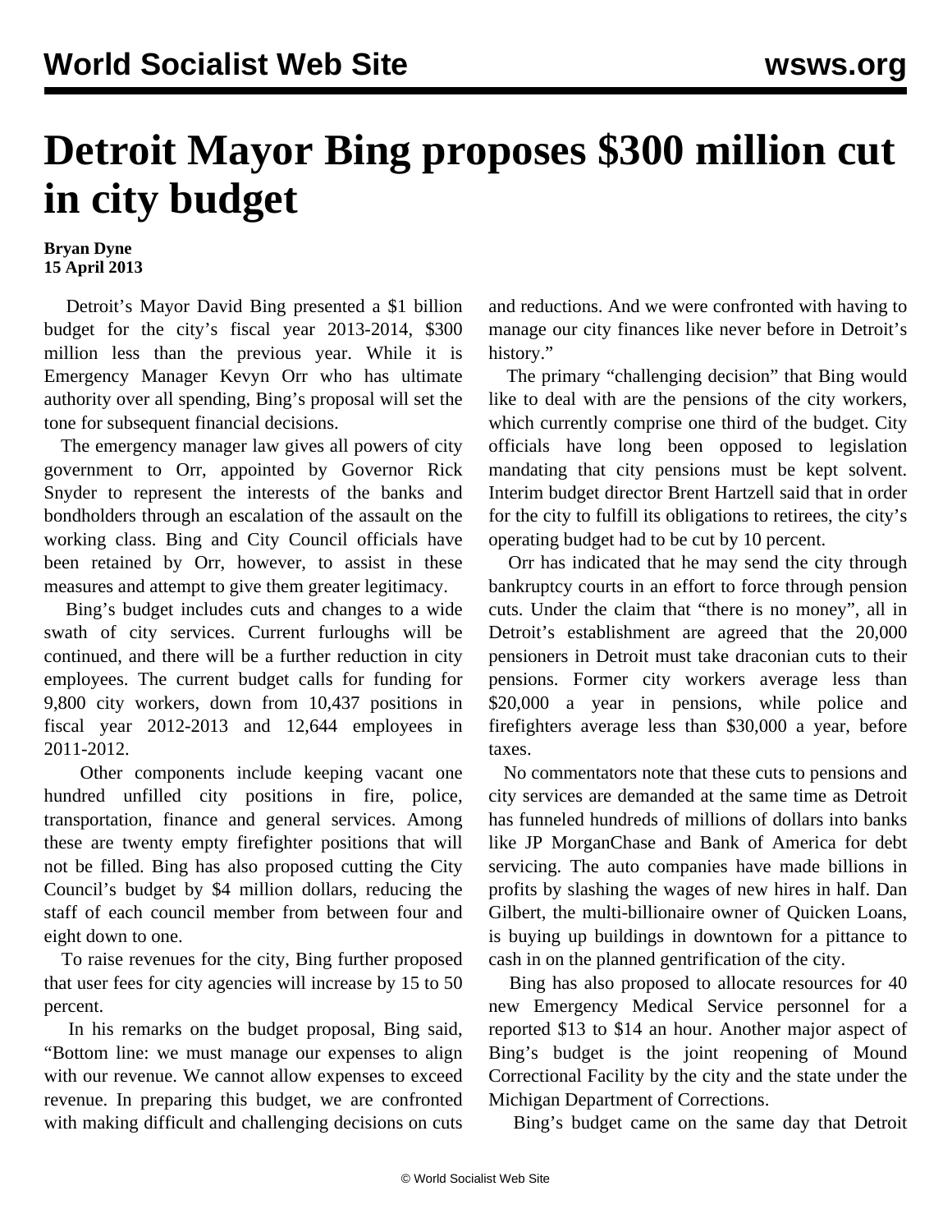# Detroit Mayor Bing proposes $300 million cut in city budget

**Bryan Dyne**
**15 April 2013**

Detroit's Mayor David Bing presented a $1 billion budget for the city's fiscal year 2013-2014, $300 million less than the previous year. While it is Emergency Manager Kevyn Orr who has ultimate authority over all spending, Bing's proposal will set the tone for subsequent financial decisions.

The emergency manager law gives all powers of city government to Orr, appointed by Governor Rick Snyder to represent the interests of the banks and bondholders through an escalation of the assault on the working class. Bing and City Council officials have been retained by Orr, however, to assist in these measures and attempt to give them greater legitimacy.

Bing's budget includes cuts and changes to a wide swath of city services. Current furloughs will be continued, and there will be a further reduction in city employees. The current budget calls for funding for 9,800 city workers, down from 10,437 positions in fiscal year 2012-2013 and 12,644 employees in 2011-2012.

Other components include keeping vacant one hundred unfilled city positions in fire, police, transportation, finance and general services. Among these are twenty empty firefighter positions that will not be filled. Bing has also proposed cutting the City Council's budget by $4 million dollars, reducing the staff of each council member from between four and eight down to one.

To raise revenues for the city, Bing further proposed that user fees for city agencies will increase by 15 to 50 percent.

In his remarks on the budget proposal, Bing said, "Bottom line: we must manage our expenses to align with our revenue. We cannot allow expenses to exceed revenue. In preparing this budget, we are confronted with making difficult and challenging decisions on cuts and reductions. And we were confronted with having to manage our city finances like never before in Detroit's history."

The primary "challenging decision" that Bing would like to deal with are the pensions of the city workers, which currently comprise one third of the budget. City officials have long been opposed to legislation mandating that city pensions must be kept solvent. Interim budget director Brent Hartzell said that in order for the city to fulfill its obligations to retirees, the city's operating budget had to be cut by 10 percent.

Orr has indicated that he may send the city through bankruptcy courts in an effort to force through pension cuts. Under the claim that "there is no money", all in Detroit's establishment are agreed that the 20,000 pensioners in Detroit must take draconian cuts to their pensions. Former city workers average less than $20,000 a year in pensions, while police and firefighters average less than $30,000 a year, before taxes.

No commentators note that these cuts to pensions and city services are demanded at the same time as Detroit has funneled hundreds of millions of dollars into banks like JP MorganChase and Bank of America for debt servicing. The auto companies have made billions in profits by slashing the wages of new hires in half. Dan Gilbert, the multi-billionaire owner of Quicken Loans, is buying up buildings in downtown for a pittance to cash in on the planned gentrification of the city.

Bing has also proposed to allocate resources for 40 new Emergency Medical Service personnel for a reported $13 to $14 an hour. Another major aspect of Bing's budget is the joint reopening of Mound Correctional Facility by the city and the state under the Michigan Department of Corrections.

Bing's budget came on the same day that Detroit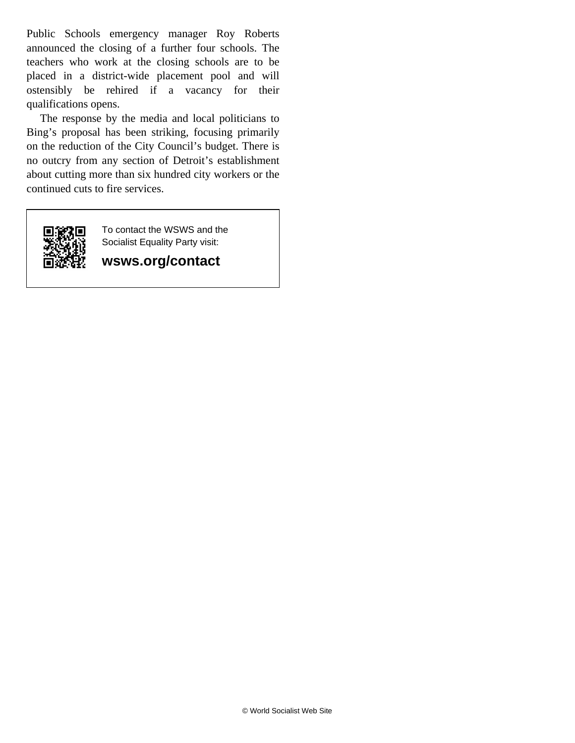Public Schools emergency manager Roy Roberts announced the closing of a further four schools. The teachers who work at the closing schools are to be placed in a district-wide placement pool and will ostensibly be rehired if a vacancy for their qualifications opens.

The response by the media and local politicians to Bing's proposal has been striking, focusing primarily on the reduction of the City Council's budget. There is no outcry from any section of Detroit's establishment about cutting more than six hundred city workers or the continued cuts to fire services.

To contact the WSWS and the Socialist Equality Party visit:

**wsws.org/contact**